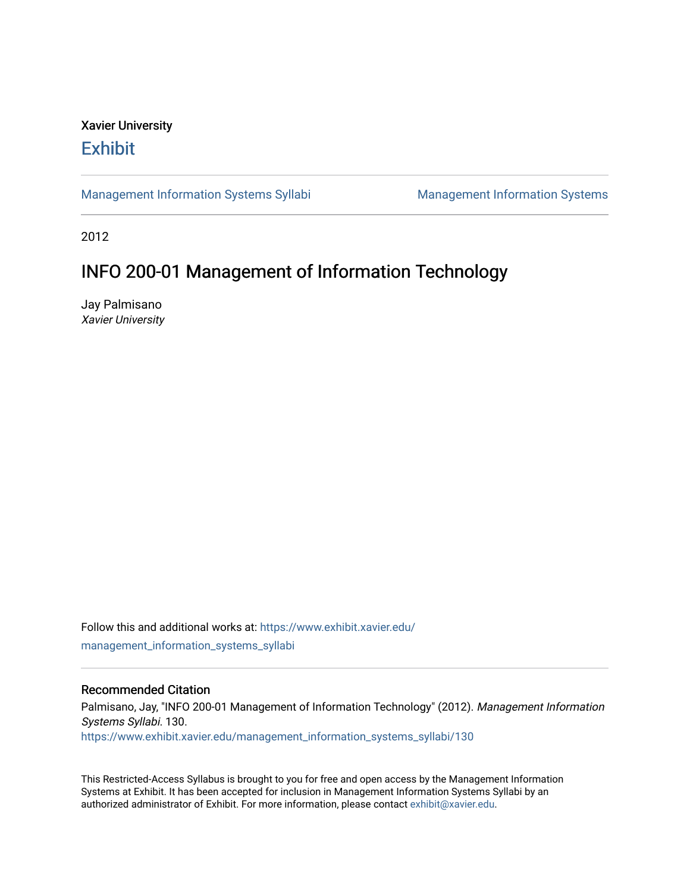Xavier University

# Exhibit

Management Information Systems Syllabi | Management Information Systems

2012

## INFO 200-01 Management of Information Technology

Jay Palmisano
*Xavier University*

Follow this and additional works at: https://www.exhibit.xavier.edu/management_information_systems_syllabi

### Recommended Citation

Palmisano, Jay, "INFO 200-01 Management of Information Technology" (2012). *Management Information Systems Syllabi*. 130.
https://www.exhibit.xavier.edu/management_information_systems_syllabi/130

This Restricted-Access Syllabus is brought to you for free and open access by the Management Information Systems at Exhibit. It has been accepted for inclusion in Management Information Systems Syllabi by an authorized administrator of Exhibit. For more information, please contact exhibit@xavier.edu.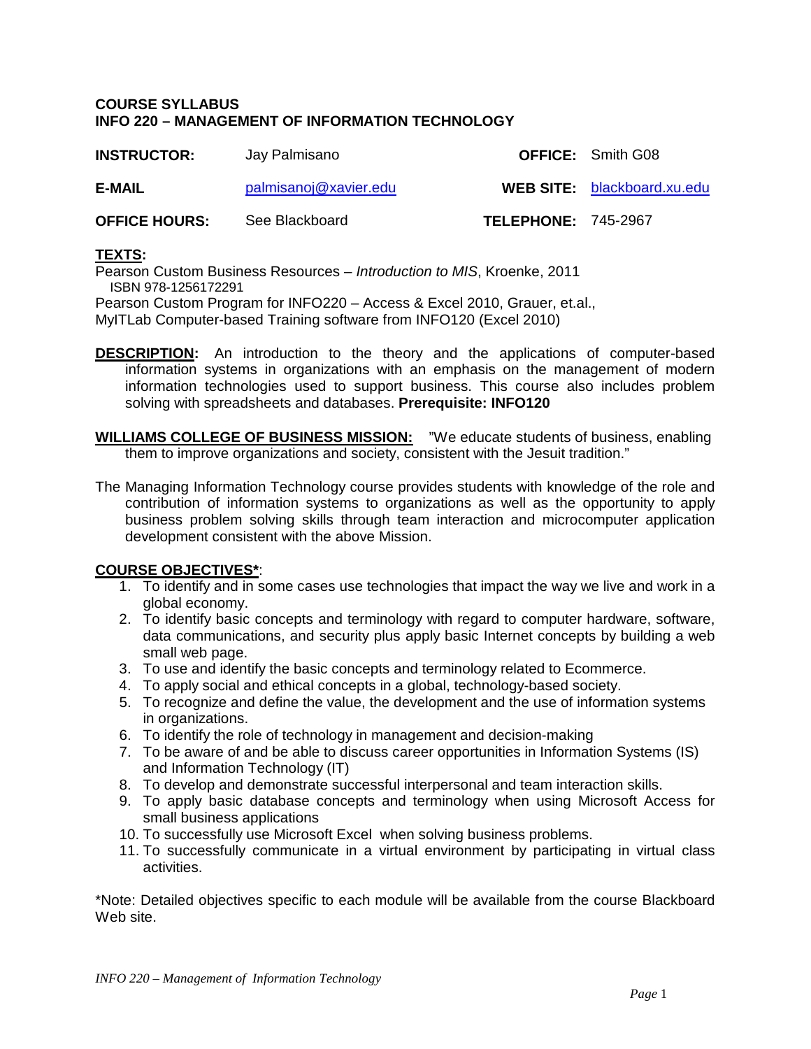**COURSE SYLLABUS**
**INFO 220 – MANAGEMENT OF INFORMATION TECHNOLOGY**

| | | | |
|---|---|---|---|
| **INSTRUCTOR:** | Jay Palmisano | **OFFICE:** | Smith G08 |
| **E-MAIL** | palmisanoj@xavier.edu | **WEB SITE:** | blackboard.xu.edu |
| **OFFICE HOURS:** | See Blackboard | **TELEPHONE:** | 745-2967 |

**TEXTS:**
Pearson Custom Business Resources – *Introduction to MIS*, Kroenke, 2011
ISBN 978-1256172291
Pearson Custom Program for INFO220 – Access & Excel 2010, Grauer, et.al.,
MyITLab Computer-based Training software from INFO120 (Excel 2010)

**DESCRIPTION:** An introduction to the theory and the applications of computer-based information systems in organizations with an emphasis on the management of modern information technologies used to support business. This course also includes problem solving with spreadsheets and databases. **Prerequisite: INFO120**

**WILLIAMS COLLEGE OF BUSINESS MISSION:** "We educate students of business, enabling them to improve organizations and society, consistent with the Jesuit tradition."

The Managing Information Technology course provides students with knowledge of the role and contribution of information systems to organizations as well as the opportunity to apply business problem solving skills through team interaction and microcomputer application development consistent with the above Mission.

**COURSE OBJECTIVES***:

1. To identify and in some cases use technologies that impact the way we live and work in a global economy.
2. To identify basic concepts and terminology with regard to computer hardware, software, data communications, and security plus apply basic Internet concepts by building a web small web page.
3. To use and identify the basic concepts and terminology related to Ecommerce.
4. To apply social and ethical concepts in a global, technology-based society.
5. To recognize and define the value, the development and the use of information systems in organizations.
6. To identify the role of technology in management and decision-making
7. To be aware of and be able to discuss career opportunities in Information Systems (IS) and Information Technology (IT)
8. To develop and demonstrate successful interpersonal and team interaction skills.
9. To apply basic database concepts and terminology when using Microsoft Access for small business applications
10. To successfully use Microsoft Excel when solving business problems.
11. To successfully communicate in a virtual environment by participating in virtual class activities.

*Note: Detailed objectives specific to each module will be available from the course Blackboard Web site.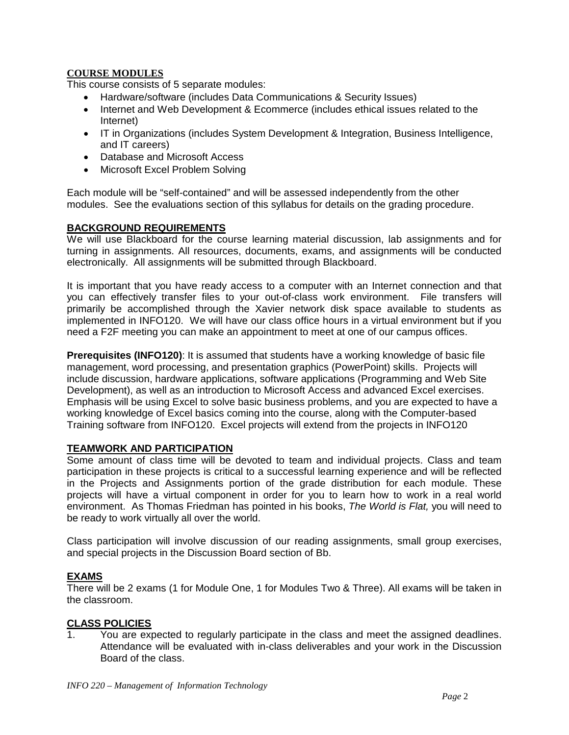## COURSE MODULES

This course consists of 5 separate modules:

- Hardware/software (includes Data Communications & Security Issues)
- Internet and Web Development & Ecommerce (includes ethical issues related to the Internet)
- IT in Organizations (includes System Development & Integration, Business Intelligence, and IT careers)
- Database and Microsoft Access
- Microsoft Excel Problem Solving

Each module will be "self-contained" and will be assessed independently from the other modules. See the evaluations section of this syllabus for details on the grading procedure.

## BACKGROUND REQUIREMENTS

We will use Blackboard for the course learning material discussion, lab assignments and for turning in assignments. All resources, documents, exams, and assignments will be conducted electronically. All assignments will be submitted through Blackboard.

It is important that you have ready access to a computer with an Internet connection and that you can effectively transfer files to your out-of-class work environment. File transfers will primarily be accomplished through the Xavier network disk space available to students as implemented in INFO120. We will have our class office hours in a virtual environment but if you need a F2F meeting you can make an appointment to meet at one of our campus offices.

**Prerequisites (INFO120)**: It is assumed that students have a working knowledge of basic file management, word processing, and presentation graphics (PowerPoint) skills. Projects will include discussion, hardware applications, software applications (Programming and Web Site Development), as well as an introduction to Microsoft Access and advanced Excel exercises. Emphasis will be using Excel to solve basic business problems, and you are expected to have a working knowledge of Excel basics coming into the course, along with the Computer-based Training software from INFO120. Excel projects will extend from the projects in INFO120

## TEAMWORK AND PARTICIPATION

Some amount of class time will be devoted to team and individual projects. Class and team participation in these projects is critical to a successful learning experience and will be reflected in the Projects and Assignments portion of the grade distribution for each module. These projects will have a virtual component in order for you to learn how to work in a real world environment. As Thomas Friedman has pointed in his books, *The World is Flat,* you will need to be ready to work virtually all over the world.

Class participation will involve discussion of our reading assignments, small group exercises, and special projects in the Discussion Board section of Bb.

## EXAMS

There will be 2 exams (1 for Module One, 1 for Modules Two & Three). All exams will be taken in the classroom.

## CLASS POLICIES

1. You are expected to regularly participate in the class and meet the assigned deadlines. Attendance will be evaluated with in-class deliverables and your work in the Discussion Board of the class.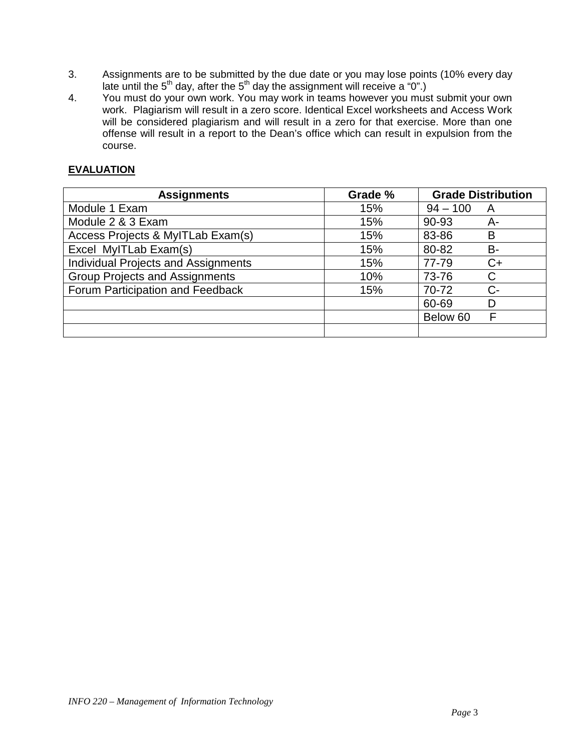3. Assignments are to be submitted by the due date or you may lose points (10% every day late until the 5th day, after the 5th day the assignment will receive a "0".)
4. You must do your own work. You may work in teams however you must submit your own work. Plagiarism will result in a zero score. Identical Excel worksheets and Access Work will be considered plagiarism and will result in a zero for that exercise. More than one offense will result in a report to the Dean's office which can result in expulsion from the course.

**EVALUATION**

| Assignments | Grade % | Grade Distribution |
|---|---|---|
| Module 1 Exam | 15% | 94 – 100 A |
| Module 2 & 3 Exam | 15% | 90-93 A- |
| Access Projects & MyITLab Exam(s) | 15% | 83-86 B |
| Excel MyITLab Exam(s) | 15% | 80-82 B- |
| Individual Projects and Assignments | 15% | 77-79 C+ |
| Group Projects and Assignments | 10% | 73-76 C |
| Forum Participation and Feedback | 15% | 70-72 C- |
| | | 60-69 D |
| | | Below 60 F |
| | | |